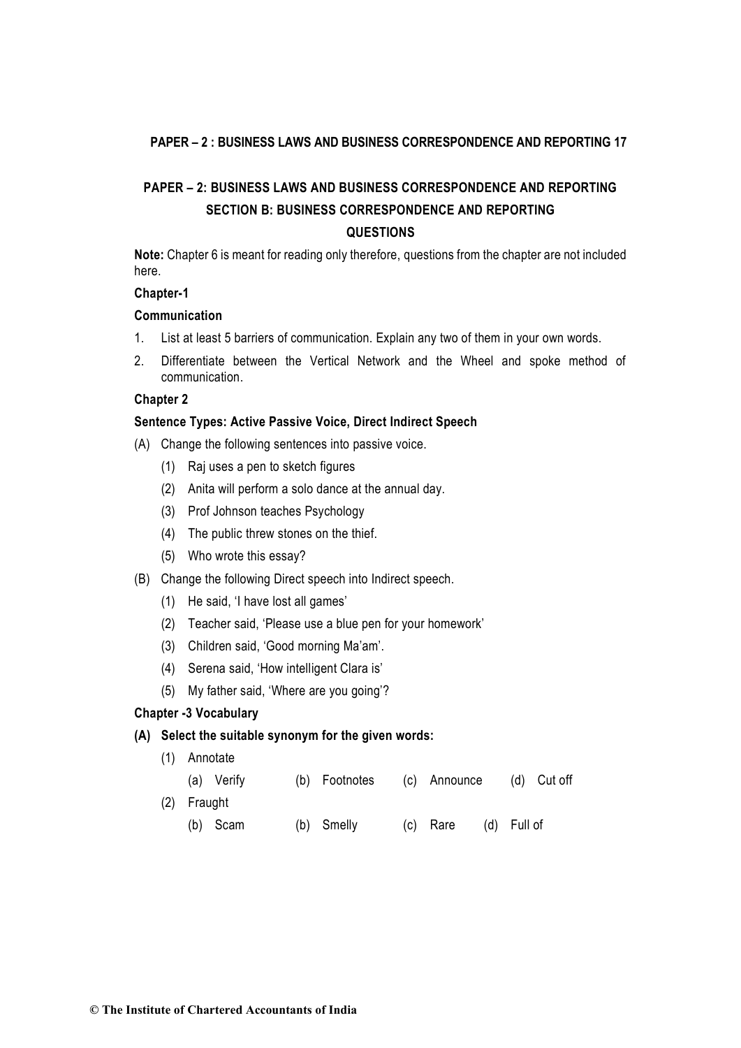## PAPER – 2: BUSINESS LAWS AND BUSINESS CORRESPONDENCE AND REPORTING

## SECTION B: BUSINESS CORRESPONDENCE AND REPORTING

## QUESTIONS

**Note:** Chapter 6 is meant for reading only therefore, questions from the chapter are not included here.

**Chapter-1**

**Communication**

1. List at least 5 barriers of communication. Explain any two of them in your own words.
2. Differentiate between the Vertical Network and the Wheel and spoke method of communication.

**Chapter 2**

**Sentence Types: Active Passive Voice, Direct Indirect Speech**

(A) Change the following sentences into passive voice.

(1) Raj uses a pen to sketch figures

(2) Anita will perform a solo dance at the annual day.

(3) Prof Johnson teaches Psychology

(4) The public threw stones on the thief.

(5) Who wrote this essay?

(B) Change the following Direct speech into Indirect speech.

(1) He said, 'I have lost all games'

(2) Teacher said, 'Please use a blue pen for your homework'

(3) Children said, 'Good morning Ma'am'.

(4) Serena said, 'How intelligent Clara is'

(5) My father said, 'Where are you going'?

**Chapter -3 Vocabulary**

**(A) Select the suitable synonym for the given words:**

(1) Annotate

(a) Verify (b) Footnotes (c) Announce (d) Cut off

(2) Fraught

(b) Scam (b) Smelly (c) Rare (d) Full of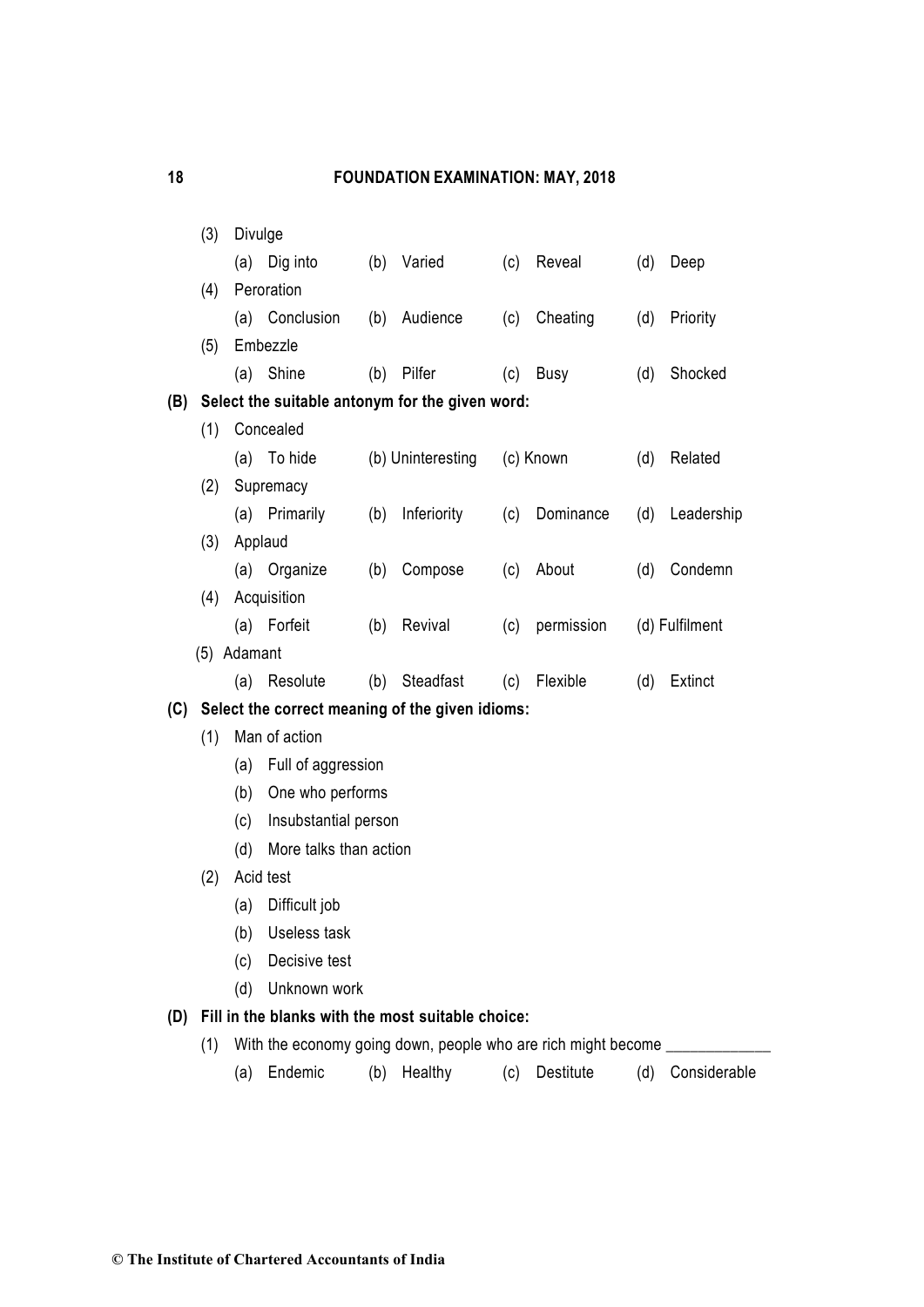(3) Divulge

(a) Dig into (b) Varied (c) Reveal (d) Deep

(4) Peroration

(a) Conclusion (b) Audience (c) Cheating (d) Priority

(5) Embezzle

(a) Shine (b) Pilfer (c) Busy (d) Shocked

**(B) Select the suitable antonym for the given word:**

(1) Concealed

(a) To hide (b) Uninteresting (c) Known (d) Related

(2) Supremacy

(a) Primarily (b) Inferiority (c) Dominance (d) Leadership

(3) Applaud

(a) Organize (b) Compose (c) About (d) Condemn

(4) Acquisition

(a) Forfeit (b) Revival (c) permission (d) Fulfilment

(5) Adamant

(a) Resolute (b) Steadfast (c) Flexible (d) Extinct

**(C) Select the correct meaning of the given idioms:**

(1) Man of action

(a) Full of aggression

(b) One who performs

(c) Insubstantial person

(d) More talks than action

(2) Acid test

(a) Difficult job

(b) Useless task

(c) Decisive test

(d) Unknown work

**(D) Fill in the blanks with the most suitable choice:**

(1) With the economy going down, people who are rich might become ____________

(a) Endemic (b) Healthy (c) Destitute (d) Considerable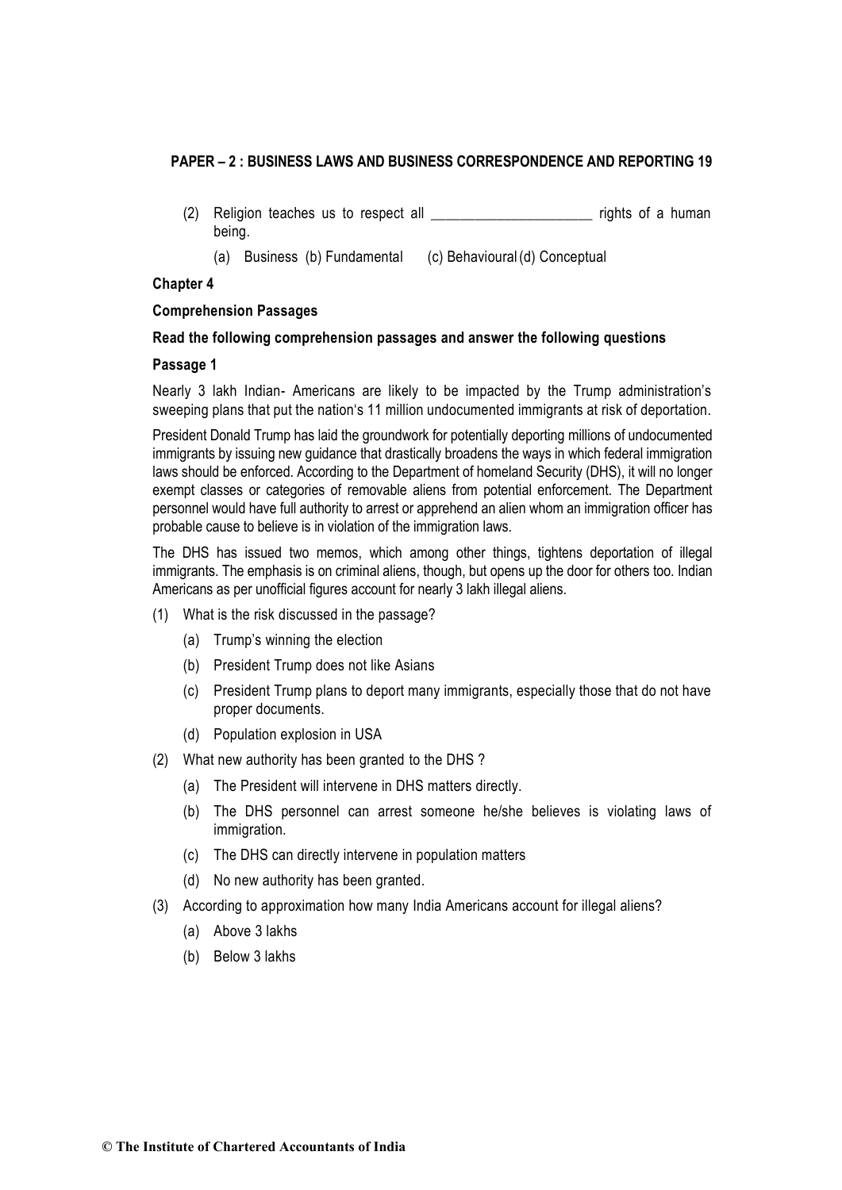(2) Religion teaches us to respect all ______________________ rights of a human being.

(a) Business (b) Fundamental (c) Behavioural (d) Conceptual

**Chapter 4**

**Comprehension Passages**

**Read the following comprehension passages and answer the following questions**

**Passage 1**

Nearly 3 lakh Indian- Americans are likely to be impacted by the Trump administration's sweeping plans that put the nation's 11 million undocumented immigrants at risk of deportation.

President Donald Trump has laid the groundwork for potentially deporting millions of undocumented immigrants by issuing new guidance that drastically broadens the ways in which federal immigration laws should be enforced. According to the Department of homeland Security (DHS), it will no longer exempt classes or categories of removable aliens from potential enforcement. The Department personnel would have full authority to arrest or apprehend an alien whom an immigration officer has probable cause to believe is in violation of the immigration laws.

The DHS has issued two memos, which among other things, tightens deportation of illegal immigrants. The emphasis is on criminal aliens, though, but opens up the door for others too. Indian Americans as per unofficial figures account for nearly 3 lakh illegal aliens.

(1) What is the risk discussed in the passage?

(a) Trump's winning the election

(b) President Trump does not like Asians

(c) President Trump plans to deport many immigrants, especially those that do not have proper documents.

(d) Population explosion in USA

(2) What new authority has been granted to the DHS ?

(a) The President will intervene in DHS matters directly.

(b) The DHS personnel can arrest someone he/she believes is violating laws of immigration.

(c) The DHS can directly intervene in population matters

(d) No new authority has been granted.

(3) According to approximation how many India Americans account for illegal aliens?

(a) Above 3 lakhs

(b) Below 3 lakhs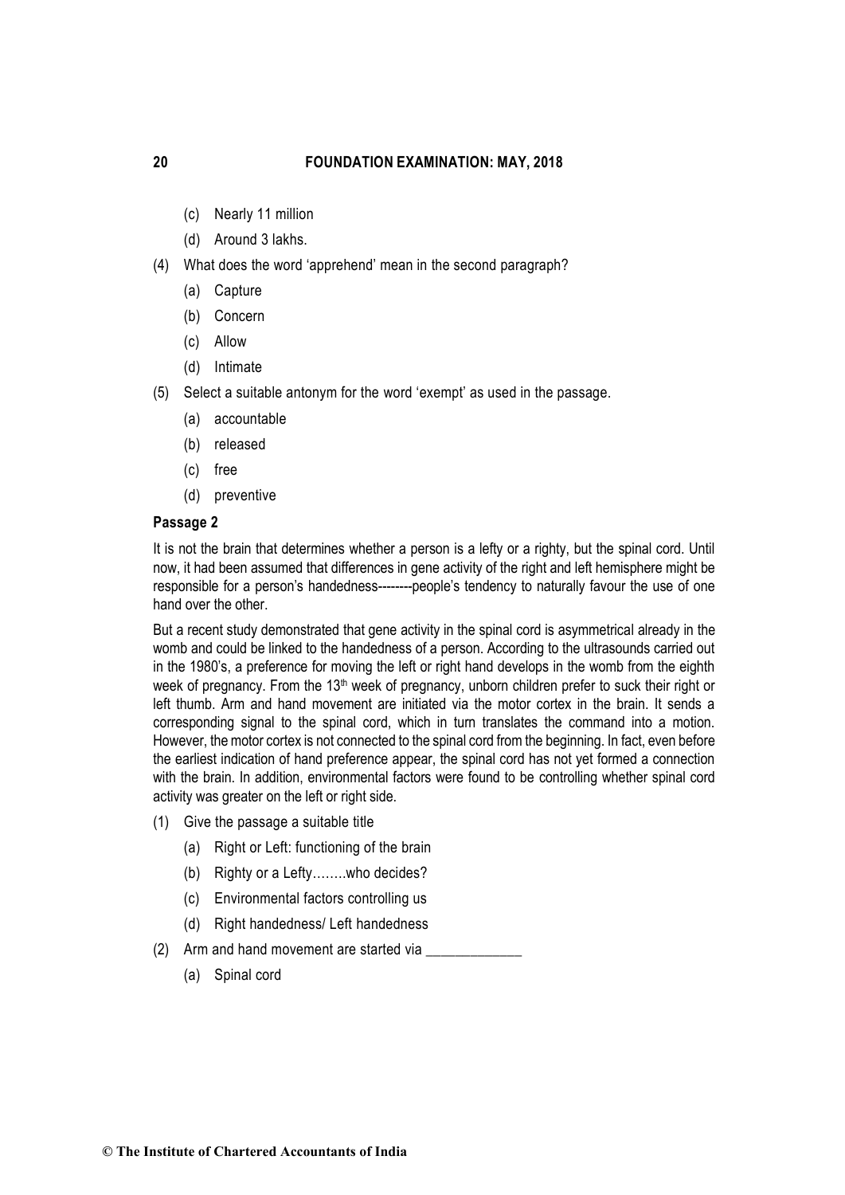(c) Nearly 11 million

(d) Around 3 lakhs.

(4) What does the word 'apprehend' mean in the second paragraph?

(a) Capture

(b) Concern

(c) Allow

(d) Intimate

(5) Select a suitable antonym for the word 'exempt' as used in the passage.

(a) accountable

(b) released

(c) free

(d) preventive

**Passage 2**

It is not the brain that determines whether a person is a lefty or a righty, but the spinal cord. Until now, it had been assumed that differences in gene activity of the right and left hemisphere might be responsible for a person's handedness--------people's tendency to naturally favour the use of one hand over the other.

But a recent study demonstrated that gene activity in the spinal cord is asymmetrical already in the womb and could be linked to the handedness of a person. According to the ultrasounds carried out in the 1980's, a preference for moving the left or right hand develops in the womb from the eighth week of pregnancy. From the 13th week of pregnancy, unborn children prefer to suck their right or left thumb. Arm and hand movement are initiated via the motor cortex in the brain. It sends a corresponding signal to the spinal cord, which in turn translates the command into a motion. However, the motor cortex is not connected to the spinal cord from the beginning. In fact, even before the earliest indication of hand preference appear, the spinal cord has not yet formed a connection with the brain. In addition, environmental factors were found to be controlling whether spinal cord activity was greater on the left or right side.

(1) Give the passage a suitable title

(a) Right or Left: functioning of the brain

(b) Righty or a Lefty……..who decides?

(c) Environmental factors controlling us

(d) Right handedness/ Left handedness

(2) Arm and hand movement are started via _____________

(a) Spinal cord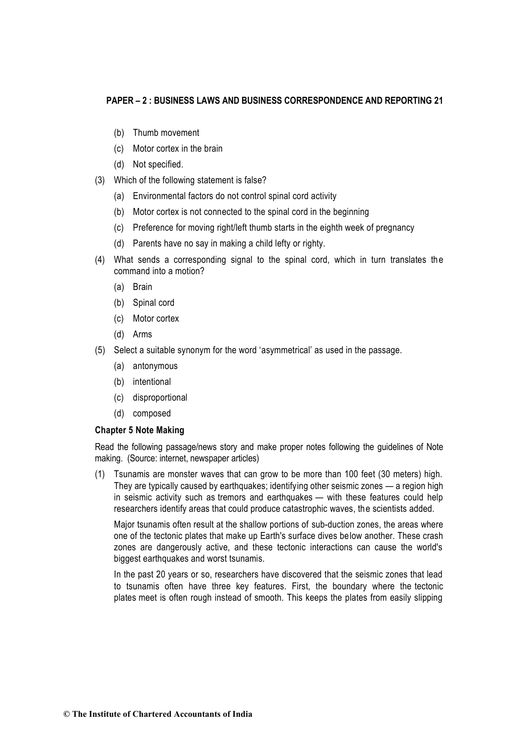(b) Thumb movement

(c) Motor cortex in the brain

(d) Not specified.

(3) Which of the following statement is false?

(a) Environmental factors do not control spinal cord activity

(b) Motor cortex is not connected to the spinal cord in the beginning

(c) Preference for moving right/left thumb starts in the eighth week of pregnancy

(d) Parents have no say in making a child lefty or righty.

(4) What sends a corresponding signal to the spinal cord, which in turn translates the command into a motion?

(a) Brain

(b) Spinal cord

(c) Motor cortex

(d) Arms

(5) Select a suitable synonym for the word 'asymmetrical' as used in the passage.

(a) antonymous

(b) intentional

(c) disproportional

(d) composed

**Chapter 5 Note Making**

Read the following passage/news story and make proper notes following the guidelines of Note making. (Source: internet, newspaper articles)

(1) Tsunamis are monster waves that can grow to be more than 100 feet (30 meters) high. They are typically caused by earthquakes; identifying other seismic zones — a region high in seismic activity such as tremors and earthquakes — with these features could help researchers identify areas that could produce catastrophic waves, the scientists added.

Major tsunamis often result at the shallow portions of sub-duction zones, the areas where one of the tectonic plates that make up Earth's surface dives below another. These crash zones are dangerously active, and these tectonic interactions can cause the world's biggest earthquakes and worst tsunamis.

In the past 20 years or so, researchers have discovered that the seismic zones that lead to tsunamis often have three key features. First, the boundary where the tectonic plates meet is often rough instead of smooth. This keeps the plates from easily slipping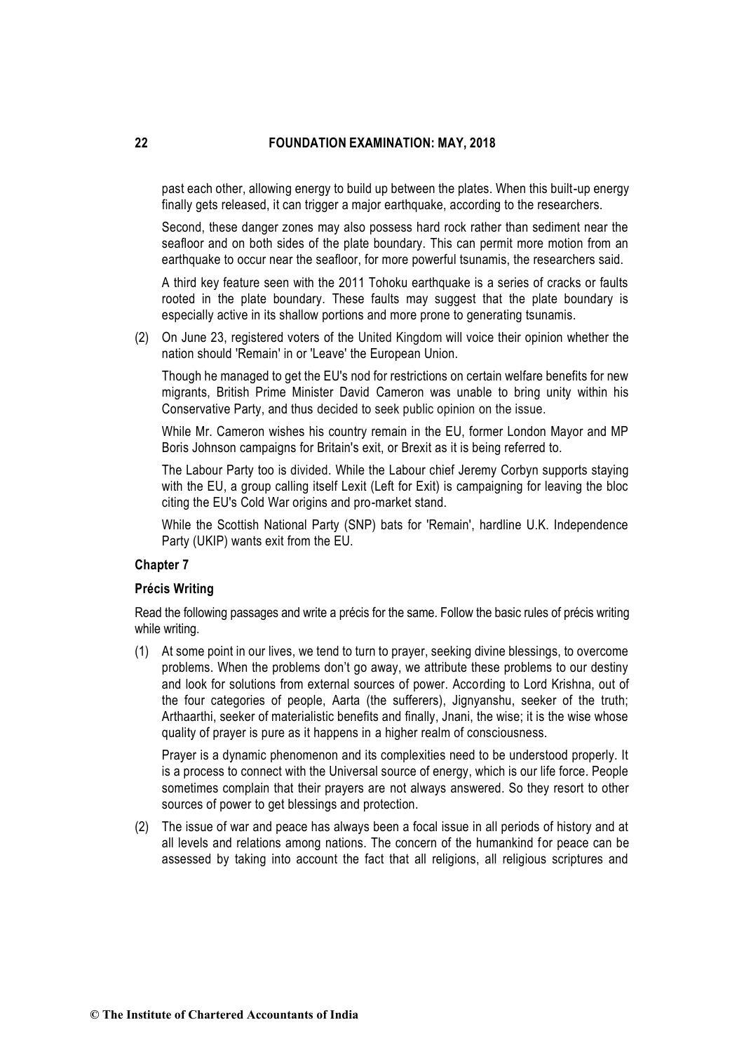past each other, allowing energy to build up between the plates. When this built-up energy finally gets released, it can trigger a major earthquake, according to the researchers.

Second, these danger zones may also possess hard rock rather than sediment near the seafloor and on both sides of the plate boundary. This can permit more motion from an earthquake to occur near the seafloor, for more powerful tsunamis, the researchers said.

A third key feature seen with the 2011 Tohoku earthquake is a series of cracks or faults rooted in the plate boundary. These faults may suggest that the plate boundary is especially active in its shallow portions and more prone to generating tsunamis.

(2) On June 23, registered voters of the United Kingdom will voice their opinion whether the nation should 'Remain' in or 'Leave' the European Union.

Though he managed to get the EU's nod for restrictions on certain welfare benefits for new migrants, British Prime Minister David Cameron was unable to bring unity within his Conservative Party, and thus decided to seek public opinion on the issue.

While Mr. Cameron wishes his country remain in the EU, former London Mayor and MP Boris Johnson campaigns for Britain's exit, or Brexit as it is being referred to.

The Labour Party too is divided. While the Labour chief Jeremy Corbyn supports staying with the EU, a group calling itself Lexit (Left for Exit) is campaigning for leaving the bloc citing the EU's Cold War origins and pro-market stand.

While the Scottish National Party (SNP) bats for 'Remain', hardline U.K. Independence Party (UKIP) wants exit from the EU.

### Chapter 7

### Précis Writing

Read the following passages and write a précis for the same. Follow the basic rules of précis writing while writing.

(1) At some point in our lives, we tend to turn to prayer, seeking divine blessings, to overcome problems. When the problems don't go away, we attribute these problems to our destiny and look for solutions from external sources of power. According to Lord Krishna, out of the four categories of people, Aarta (the sufferers), Jignyanshu, seeker of the truth; Arthaarthi, seeker of materialistic benefits and finally, Jnani, the wise; it is the wise whose quality of prayer is pure as it happens in a higher realm of consciousness.

Prayer is a dynamic phenomenon and its complexities need to be understood properly. It is a process to connect with the Universal source of energy, which is our life force. People sometimes complain that their prayers are not always answered. So they resort to other sources of power to get blessings and protection.

(2) The issue of war and peace has always been a focal issue in all periods of history and at all levels and relations among nations. The concern of the humankind for peace can be assessed by taking into account the fact that all religions, all religious scriptures and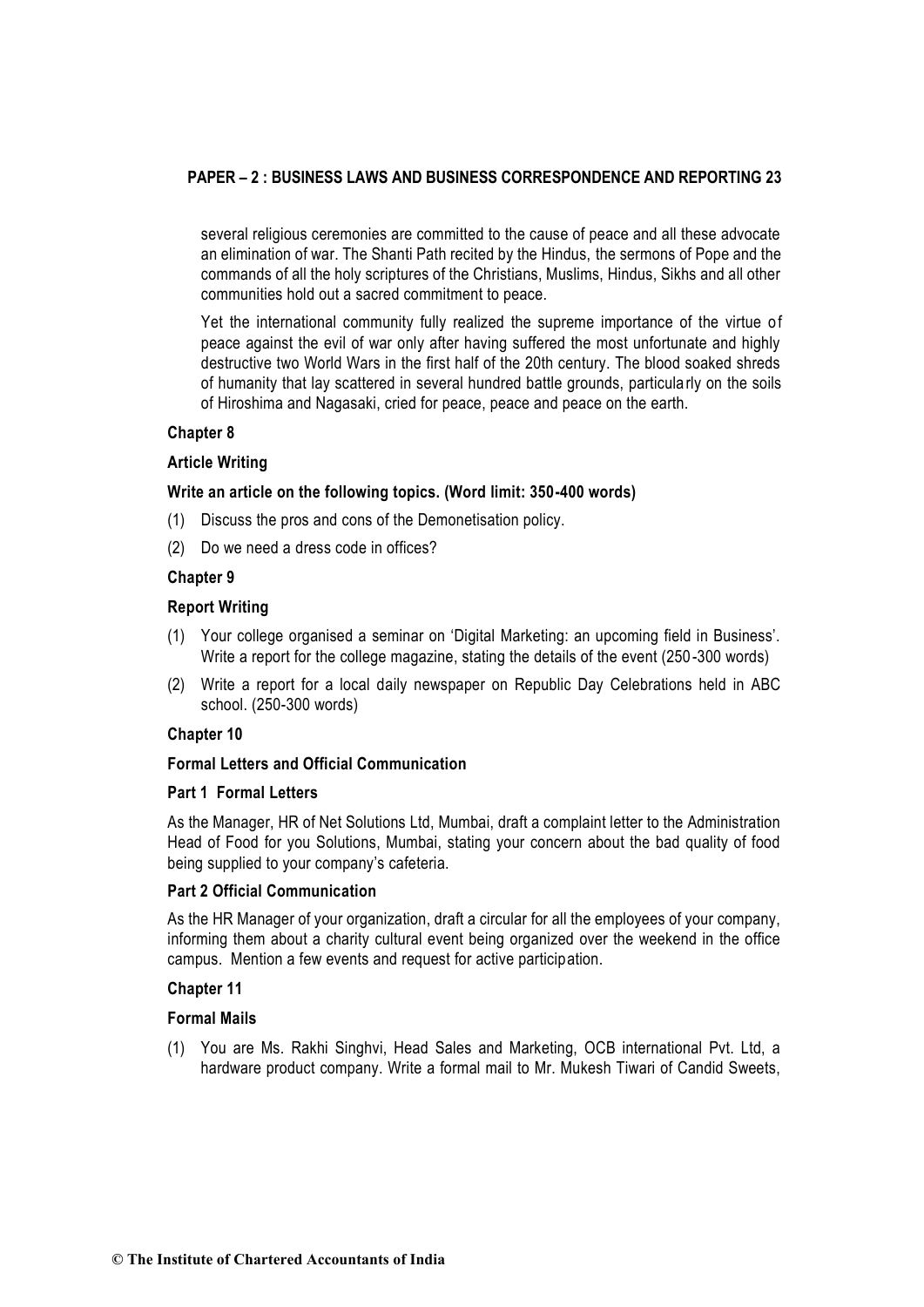several religious ceremonies are committed to the cause of peace and all these advocate an elimination of war. The Shanti Path recited by the Hindus, the sermons of Pope and the commands of all the holy scriptures of the Christians, Muslims, Hindus, Sikhs and all other communities hold out a sacred commitment to peace.

Yet the international community fully realized the supreme importance of the virtue of peace against the evil of war only after having suffered the most unfortunate and highly destructive two World Wars in the first half of the 20th century. The blood soaked shreds of humanity that lay scattered in several hundred battle grounds, particularly on the soils of Hiroshima and Nagasaki, cried for peace, peace and peace on the earth.

## Chapter 8

### Article Writing

**Write an article on the following topics. (Word limit: 350-400 words)**

(1) Discuss the pros and cons of the Demonetisation policy.

(2) Do we need a dress code in offices?

## Chapter 9

### Report Writing

(1) Your college organised a seminar on 'Digital Marketing: an upcoming field in Business'. Write a report for the college magazine, stating the details of the event (250-300 words)

(2) Write a report for a local daily newspaper on Republic Day Celebrations held in ABC school. (250-300 words)

## Chapter 10

### Formal Letters and Official Communication

#### Part 1 Formal Letters

As the Manager, HR of Net Solutions Ltd, Mumbai, draft a complaint letter to the Administration Head of Food for you Solutions, Mumbai, stating your concern about the bad quality of food being supplied to your company's cafeteria.

#### Part 2 Official Communication

As the HR Manager of your organization, draft a circular for all the employees of your company, informing them about a charity cultural event being organized over the weekend in the office campus. Mention a few events and request for active participation.

## Chapter 11

### Formal Mails

(1) You are Ms. Rakhi Singhvi, Head Sales and Marketing, OCB international Pvt. Ltd, a hardware product company. Write a formal mail to Mr. Mukesh Tiwari of Candid Sweets,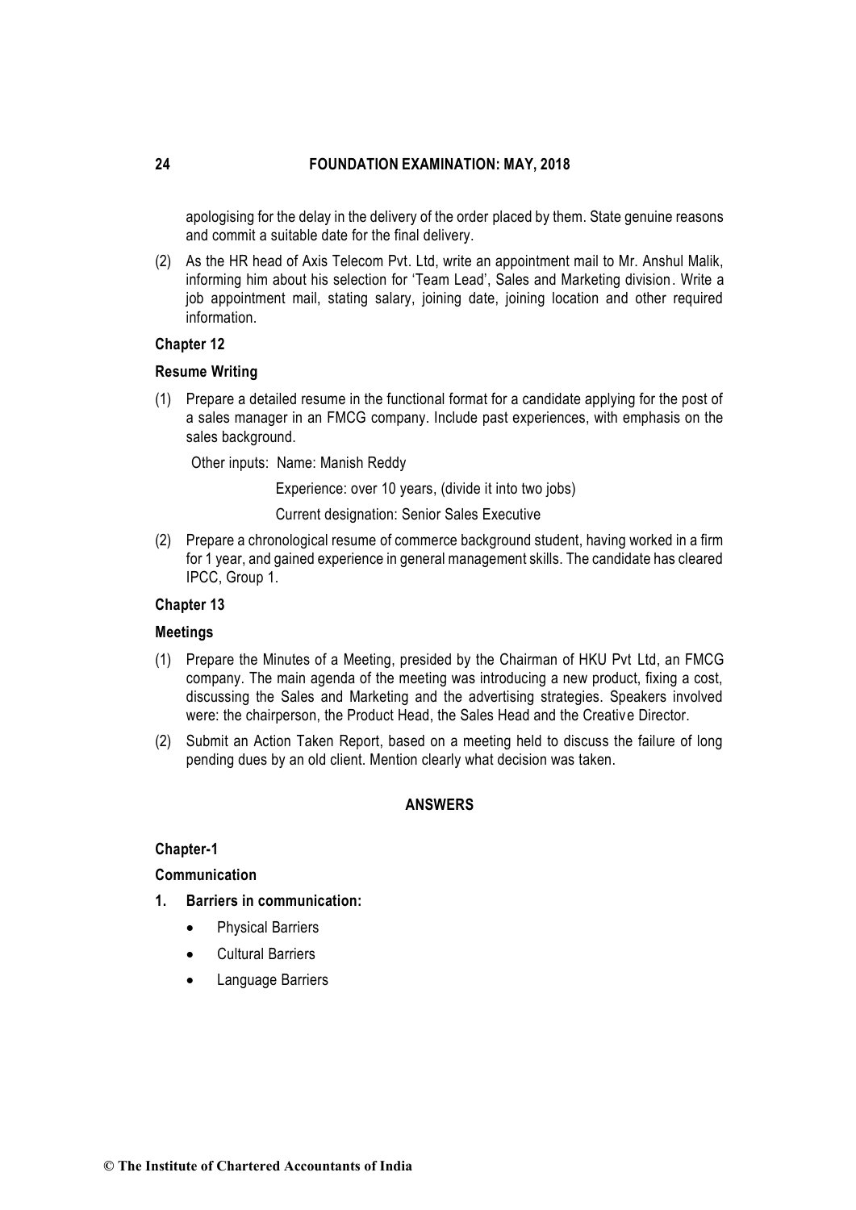apologising for the delay in the delivery of the order placed by them. State genuine reasons and commit a suitable date for the final delivery.

(2) As the HR head of Axis Telecom Pvt. Ltd, write an appointment mail to Mr. Anshul Malik, informing him about his selection for 'Team Lead', Sales and Marketing division. Write a job appointment mail, stating salary, joining date, joining location and other required information.

**Chapter 12**

**Resume Writing**

(1) Prepare a detailed resume in the functional format for a candidate applying for the post of a sales manager in an FMCG company. Include past experiences, with emphasis on the sales background.

Other inputs: Name: Manish Reddy

Experience: over 10 years, (divide it into two jobs)

Current designation: Senior Sales Executive

(2) Prepare a chronological resume of commerce background student, having worked in a firm for 1 year, and gained experience in general management skills. The candidate has cleared IPCC, Group 1.

**Chapter 13**

**Meetings**

(1) Prepare the Minutes of a Meeting, presided by the Chairman of HKU Pvt Ltd, an FMCG company. The main agenda of the meeting was introducing a new product, fixing a cost, discussing the Sales and Marketing and the advertising strategies. Speakers involved were: the chairperson, the Product Head, the Sales Head and the Creative Director.

(2) Submit an Action Taken Report, based on a meeting held to discuss the failure of long pending dues by an old client. Mention clearly what decision was taken.

**ANSWERS**

**Chapter-1**

**Communication**

**1. Barriers in communication:**

- Physical Barriers
- Cultural Barriers
- Language Barriers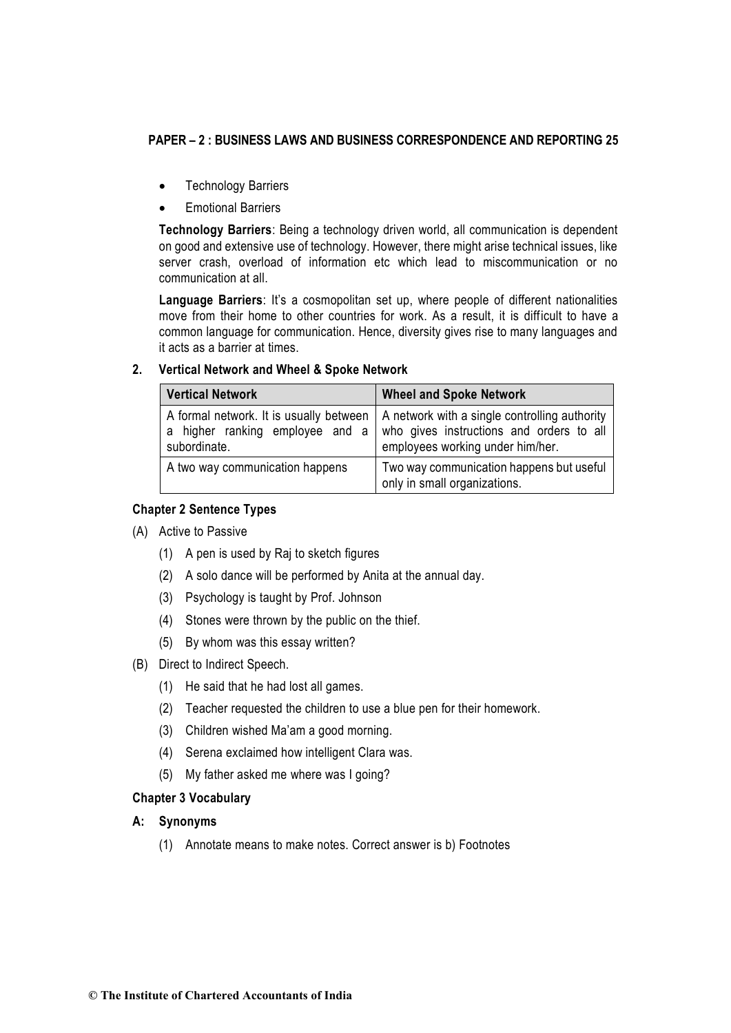- Technology Barriers
- Emotional Barriers

**Technology Barriers**: Being a technology driven world, all communication is dependent on good and extensive use of technology. However, there might arise technical issues, like server crash, overload of information etc which lead to miscommunication or no communication at all.

**Language Barriers**: It's a cosmopolitan set up, where people of different nationalities move from their home to other countries for work. As a result, it is difficult to have a common language for communication. Hence, diversity gives rise to many languages and it acts as a barrier at times.

**2. Vertical Network and Wheel & Spoke Network**

| Vertical Network | Wheel and Spoke Network |
|---|---|
| A formal network. It is usually between a higher ranking employee and a subordinate. | A network with a single controlling authority who gives instructions and orders to all employees working under him/her. |
| A two way communication happens | Two way communication happens but useful only in small organizations. |

**Chapter 2 Sentence Types**

(A) Active to Passive

(1) A pen is used by Raj to sketch figures

(2) A solo dance will be performed by Anita at the annual day.

(3) Psychology is taught by Prof. Johnson

(4) Stones were thrown by the public on the thief.

(5) By whom was this essay written?

(B) Direct to Indirect Speech.

(1) He said that he had lost all games.

(2) Teacher requested the children to use a blue pen for their homework.

(3) Children wished Ma'am a good morning.

(4) Serena exclaimed how intelligent Clara was.

(5) My father asked me where was I going?

**Chapter 3 Vocabulary**

**A: Synonyms**

(1) Annotate means to make notes. Correct answer is b) Footnotes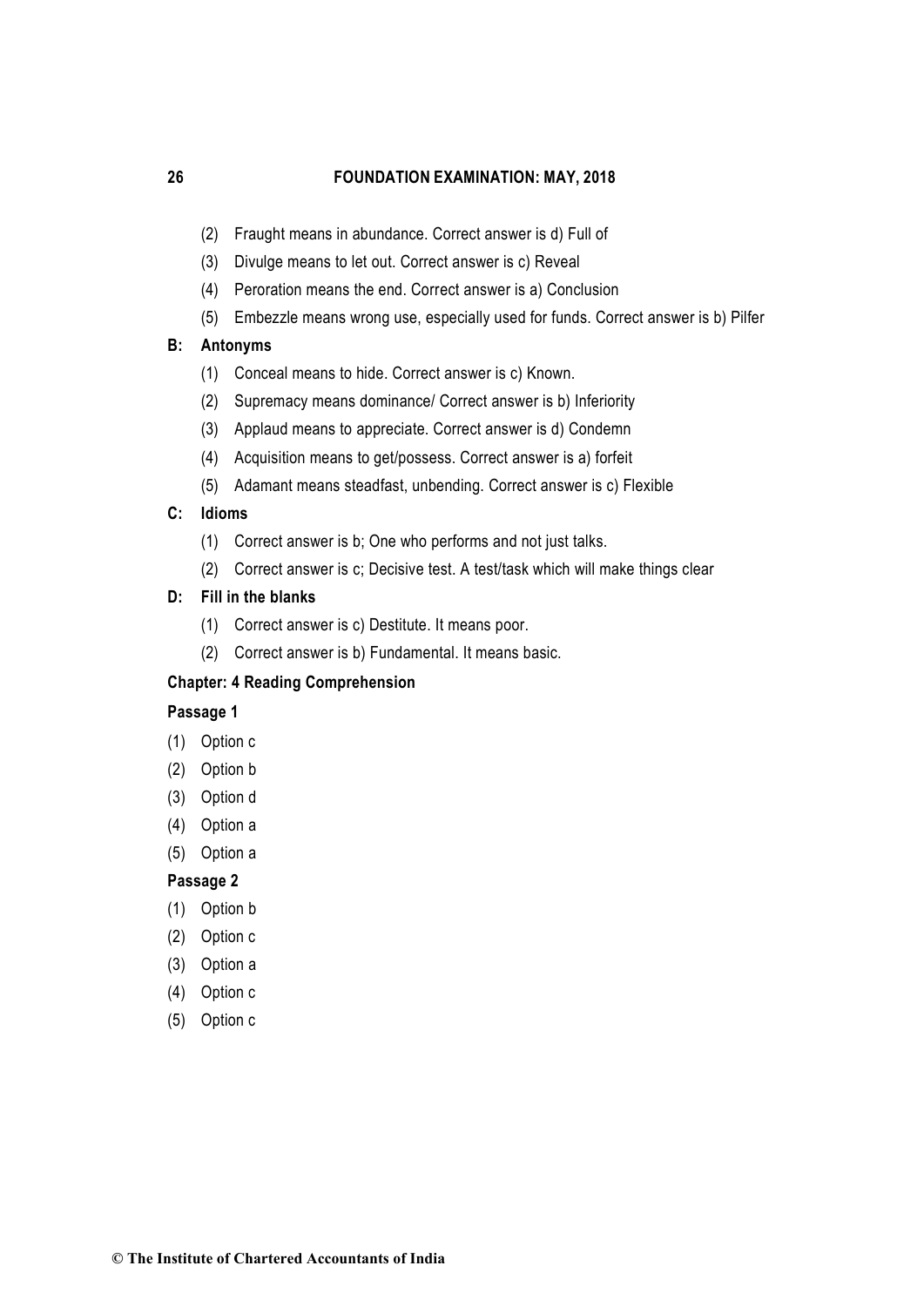(2) Fraught means in abundance. Correct answer is d) Full of

(3) Divulge means to let out. Correct answer is c) Reveal

(4) Peroration means the end. Correct answer is a) Conclusion

(5) Embezzle means wrong use, especially used for funds. Correct answer is b) Pilfer

**B: Antonyms**

(1) Conceal means to hide. Correct answer is c) Known.

(2) Supremacy means dominance/ Correct answer is b) Inferiority

(3) Applaud means to appreciate. Correct answer is d) Condemn

(4) Acquisition means to get/possess. Correct answer is a) forfeit

(5) Adamant means steadfast, unbending. Correct answer is c) Flexible

**C: Idioms**

(1) Correct answer is b; One who performs and not just talks.

(2) Correct answer is c; Decisive test. A test/task which will make things clear

**D: Fill in the blanks**

(1) Correct answer is c) Destitute. It means poor.

(2) Correct answer is b) Fundamental. It means basic.

**Chapter: 4 Reading Comprehension**

**Passage 1**

(1) Option c

(2) Option b

(3) Option d

(4) Option a

(5) Option a

**Passage 2**

(1) Option b

(2) Option c

(3) Option a

(4) Option c

(5) Option c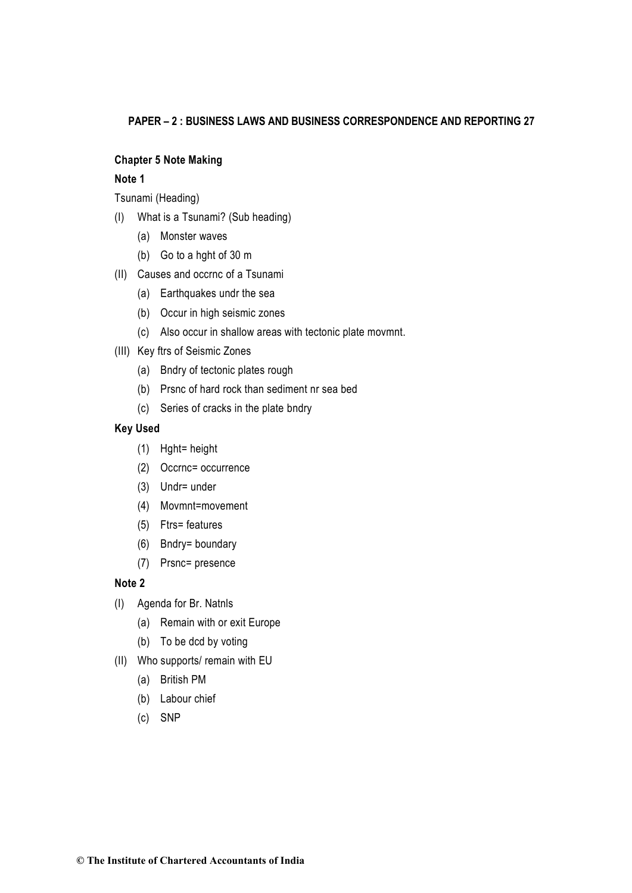**Chapter 5 Note Making**

**Note 1**

Tsunami (Heading)

(I) What is a Tsunami? (Sub heading)
- (a) Monster waves
- (b) Go to a hght of 30 m

(II) Causes and occrnc of a Tsunami
- (a) Earthquakes undr the sea
- (b) Occur in high seismic zones
- (c) Also occur in shallow areas with tectonic plate movmnt.

(III) Key ftrs of Seismic Zones
- (a) Bndry of tectonic plates rough
- (b) Prsnc of hard rock than sediment nr sea bed
- (c) Series of cracks in the plate bndry

**Key Used**

(1) Hght= height
(2) Occrnc= occurrence
(3) Undr= under
(4) Movmnt=movement
(5) Ftrs= features
(6) Bndry= boundary
(7) Prsnc= presence

**Note 2**

(I) Agenda for Br. Natnls
- (a) Remain with or exit Europe
- (b) To be dcd by voting

(II) Who supports/ remain with EU
- (a) British PM
- (b) Labour chief
- (c) SNP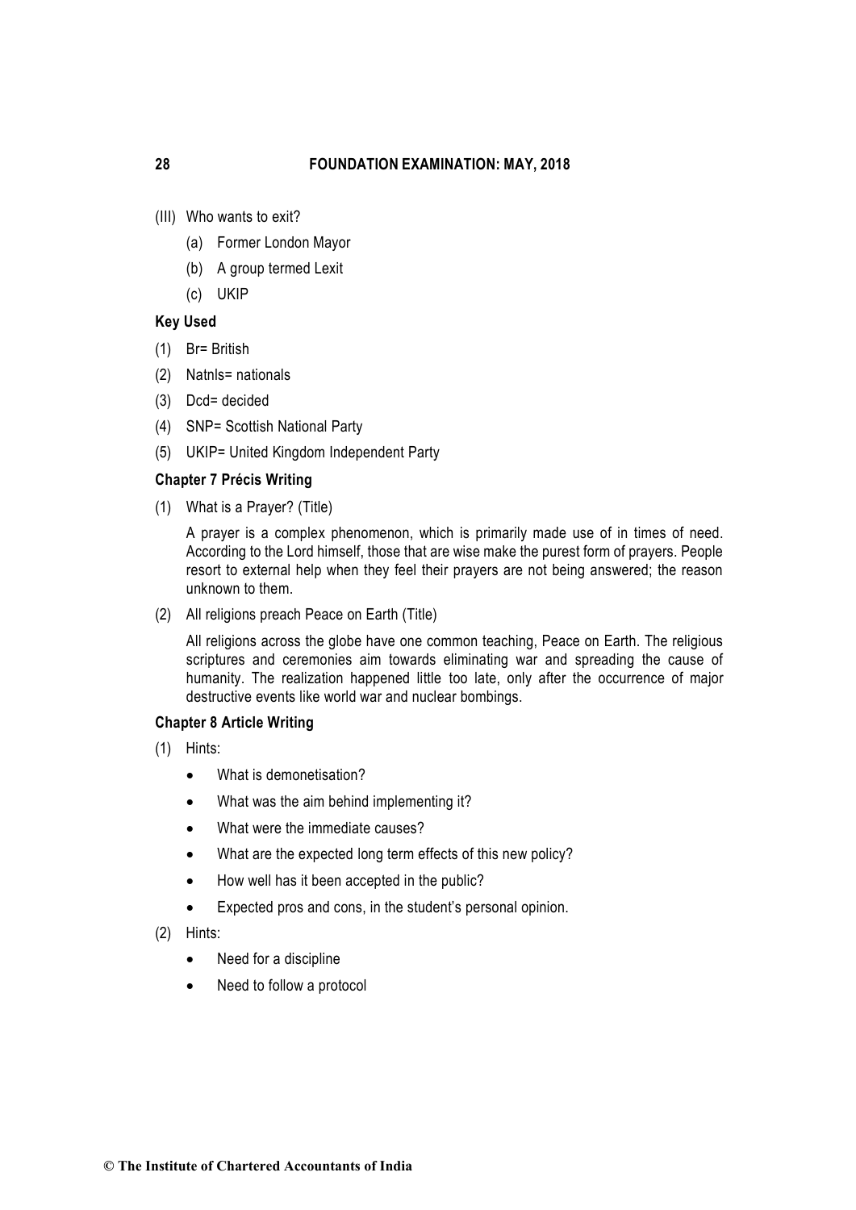(III) Who wants to exit?

   (a) Former London Mayor

   (b) A group termed Lexit

   (c) UKIP

**Key Used**

(1) Br= British

(2) Natnls= nationals

(3) Dcd= decided

(4) SNP= Scottish National Party

(5) UKIP= United Kingdom Independent Party

**Chapter 7 Précis Writing**

(1) What is a Prayer? (Title)

   A prayer is a complex phenomenon, which is primarily made use of in times of need. According to the Lord himself, those that are wise make the purest form of prayers. People resort to external help when they feel their prayers are not being answered; the reason unknown to them.

(2) All religions preach Peace on Earth (Title)

   All religions across the globe have one common teaching, Peace on Earth. The religious scriptures and ceremonies aim towards eliminating war and spreading the cause of humanity. The realization happened little too late, only after the occurrence of major destructive events like world war and nuclear bombings.

**Chapter 8 Article Writing**

(1) Hints:

   - What is demonetisation?
   - What was the aim behind implementing it?
   - What were the immediate causes?
   - What are the expected long term effects of this new policy?
   - How well has it been accepted in the public?
   - Expected pros and cons, in the student's personal opinion.

(2) Hints:

   - Need for a discipline
   - Need to follow a protocol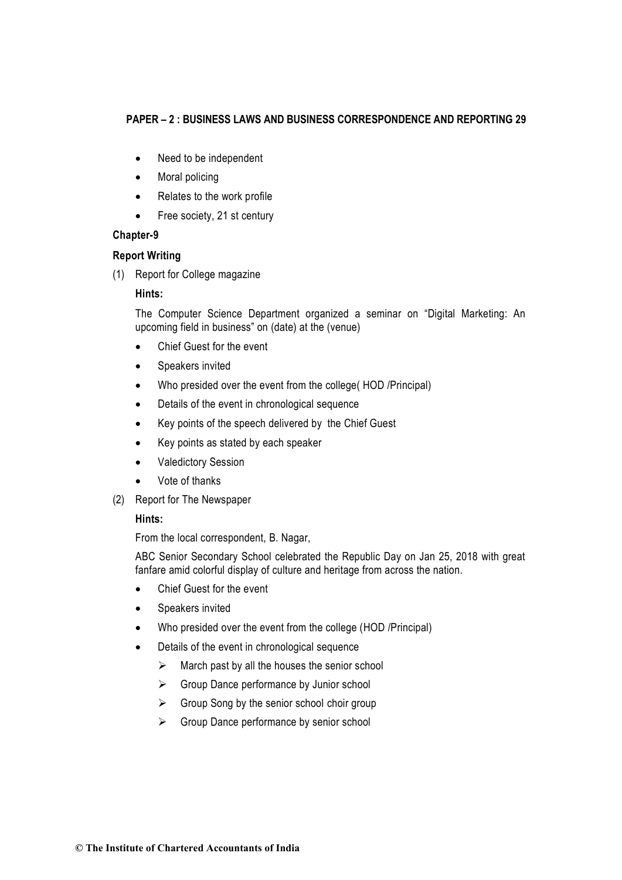- Need to be independent
- Moral policing
- Relates to the work profile
- Free society, 21 st century

**Chapter-9**

**Report Writing**

(1) Report for College magazine

**Hints:**

The Computer Science Department organized a seminar on "Digital Marketing: An upcoming field in business" on (date) at the (venue)

- Chief Guest for the event
- Speakers invited
- Who presided over the event from the college( HOD /Principal)
- Details of the event in chronological sequence
- Key points of the speech delivered by the Chief Guest
- Key points as stated by each speaker
- Valedictory Session
- Vote of thanks

(2) Report for The Newspaper

**Hints:**

From the local correspondent, B. Nagar,

ABC Senior Secondary School celebrated the Republic Day on Jan 25, 2018 with great fanfare amid colorful display of culture and heritage from across the nation.

- Chief Guest for the event
- Speakers invited
- Who presided over the event from the college (HOD /Principal)
- Details of the event in chronological sequence
  - March past by all the houses the senior school
  - Group Dance performance by Junior school
  - Group Song by the senior school choir group
  - Group Dance performance by senior school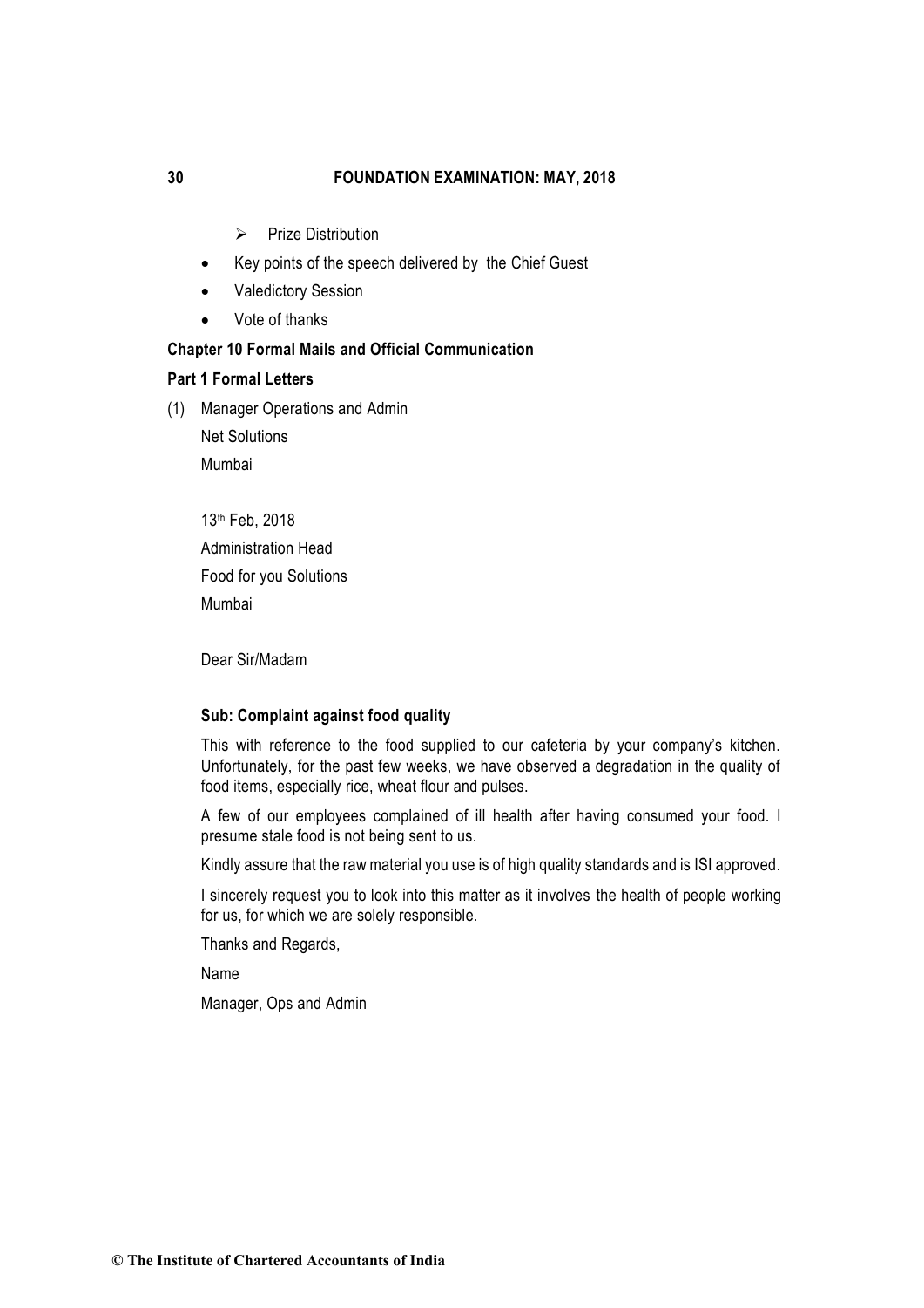- Prize Distribution

- Key points of the speech delivered by the Chief Guest
- Valedictory Session
- Vote of thanks

**Chapter 10 Formal Mails and Official Communication**

**Part 1 Formal Letters**

(1) Manager Operations and Admin

Net Solutions

Mumbai

13th Feb, 2018

Administration Head

Food for you Solutions

Mumbai

Dear Sir/Madam

**Sub: Complaint against food quality**

This with reference to the food supplied to our cafeteria by your company's kitchen. Unfortunately, for the past few weeks, we have observed a degradation in the quality of food items, especially rice, wheat flour and pulses.

A few of our employees complained of ill health after having consumed your food. I presume stale food is not being sent to us.

Kindly assure that the raw material you use is of high quality standards and is ISI approved.

I sincerely request you to look into this matter as it involves the health of people working for us, for which we are solely responsible.

Thanks and Regards,

Name

Manager, Ops and Admin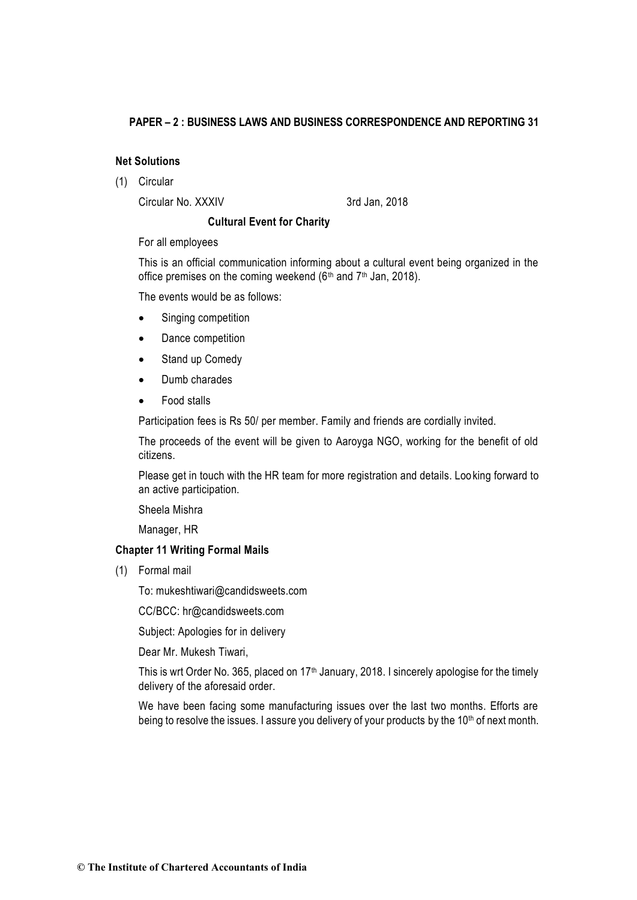**Net Solutions**

(1) Circular

Circular No. XXXIV 3rd Jan, 2018

**Cultural Event for Charity**

For all employees

This is an official communication informing about a cultural event being organized in the office premises on the coming weekend (6th and 7th Jan, 2018).

The events would be as follows:

- Singing competition
- Dance competition
- Stand up Comedy
- Dumb charades
- Food stalls

Participation fees is Rs 50/ per member. Family and friends are cordially invited.

The proceeds of the event will be given to Aaroyga NGO, working for the benefit of old citizens.

Please get in touch with the HR team for more registration and details. Looking forward to an active participation.

Sheela Mishra

Manager, HR

**Chapter 11 Writing Formal Mails**

(1) Formal mail

To: mukeshtiwari@candidsweets.com

CC/BCC: hr@candidsweets.com

Subject: Apologies for in delivery

Dear Mr. Mukesh Tiwari,

This is wrt Order No. 365, placed on 17th January, 2018. I sincerely apologise for the timely delivery of the aforesaid order.

We have been facing some manufacturing issues over the last two months. Efforts are being to resolve the issues. I assure you delivery of your products by the 10th of next month.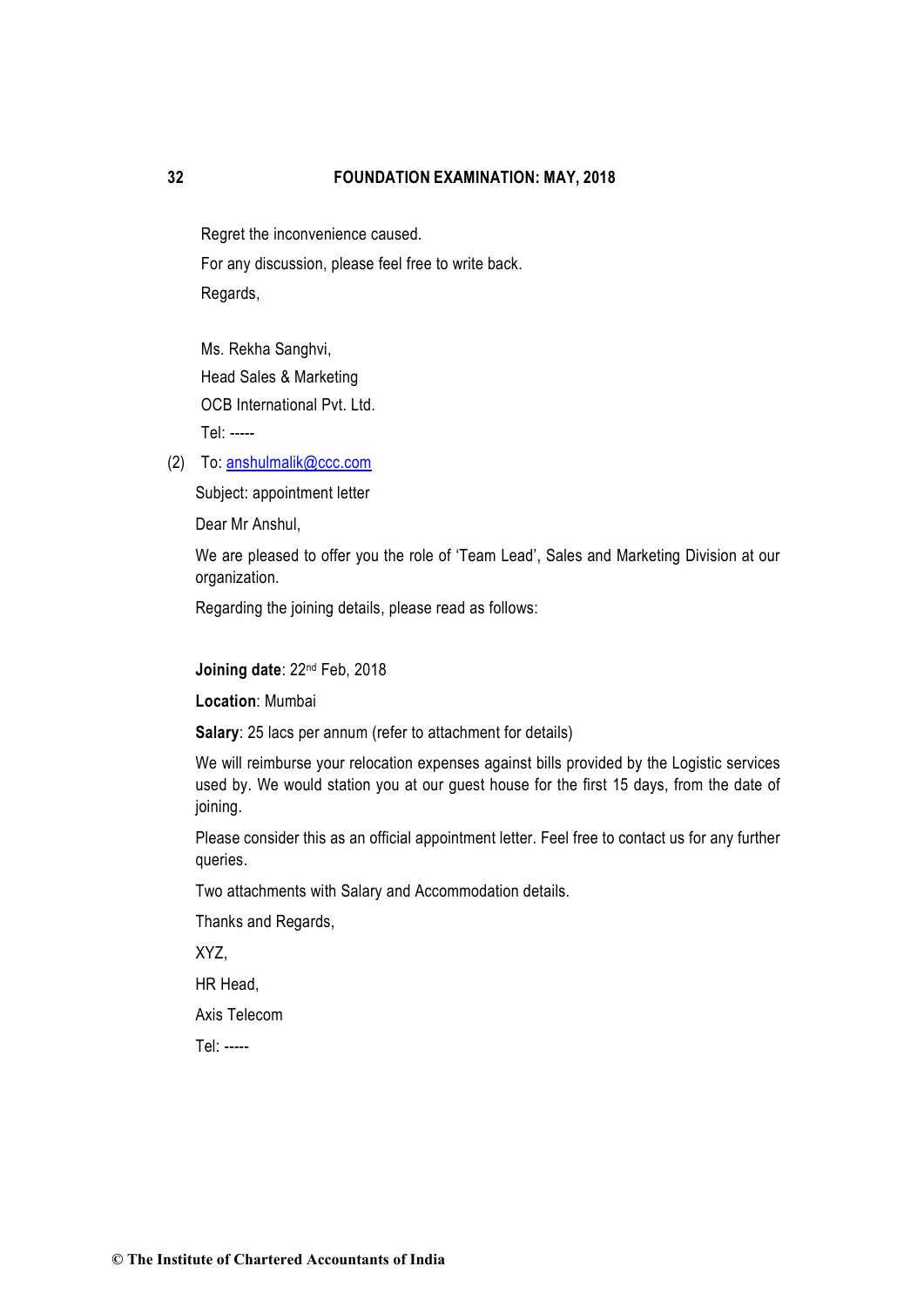Regret the inconvenience caused.

For any discussion, please feel free to write back.

Regards,

Ms. Rekha Sanghvi,

Head Sales & Marketing

OCB International Pvt. Ltd.

Tel: -----

(2) To: anshulmalik@ccc.com

Subject: appointment letter

Dear Mr Anshul,

We are pleased to offer you the role of 'Team Lead', Sales and Marketing Division at our organization.

Regarding the joining details, please read as follows:

**Joining date**: 22nd Feb, 2018

**Location**: Mumbai

**Salary**: 25 lacs per annum (refer to attachment for details)

We will reimburse your relocation expenses against bills provided by the Logistic services used by. We would station you at our guest house for the first 15 days, from the date of joining.

Please consider this as an official appointment letter. Feel free to contact us for any further queries.

Two attachments with Salary and Accommodation details.

Thanks and Regards,

XYZ,

HR Head,

Axis Telecom

Tel: -----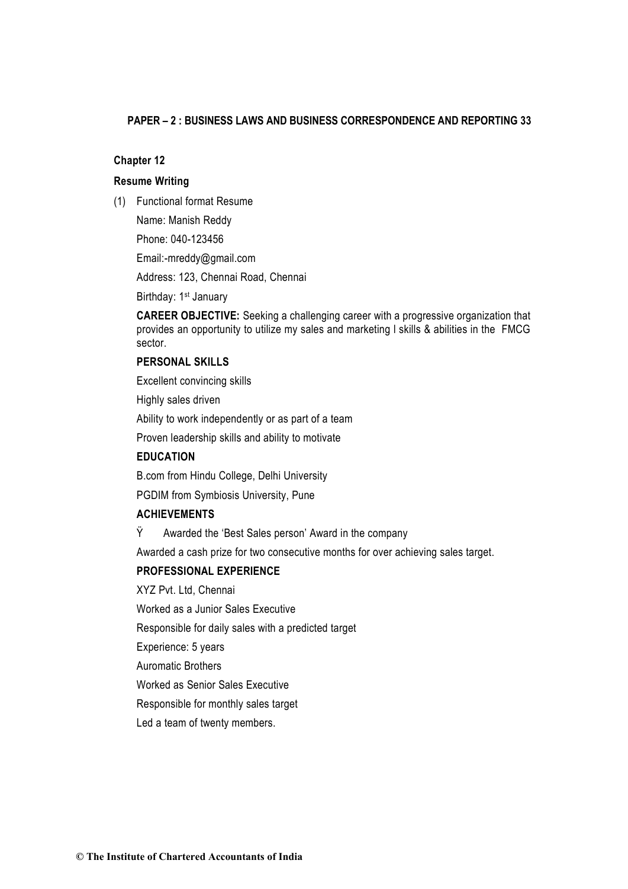## Chapter 12

### Resume Writing

(1) Functional format Resume

Name: Manish Reddy

Phone: 040-123456

Email:-mreddy@gmail.com

Address: 123, Chennai Road, Chennai

Birthday: 1st January

**CAREER OBJECTIVE:** Seeking a challenging career with a progressive organization that provides an opportunity to utilize my sales and marketing l skills & abilities in the FMCG sector.

**PERSONAL SKILLS**

Excellent convincing skills

Highly sales driven

Ability to work independently or as part of a team

Proven leadership skills and ability to motivate

**EDUCATION**

B.com from Hindu College, Delhi University

PGDIM from Symbiosis University, Pune

**ACHIEVEMENTS**

Ÿ Awarded the 'Best Sales person' Award in the company

Awarded a cash prize for two consecutive months for over achieving sales target.

**PROFESSIONAL EXPERIENCE**

XYZ Pvt. Ltd, Chennai

Worked as a Junior Sales Executive

Responsible for daily sales with a predicted target

Experience: 5 years

Auromatic Brothers

Worked as Senior Sales Executive

Responsible for monthly sales target

Led a team of twenty members.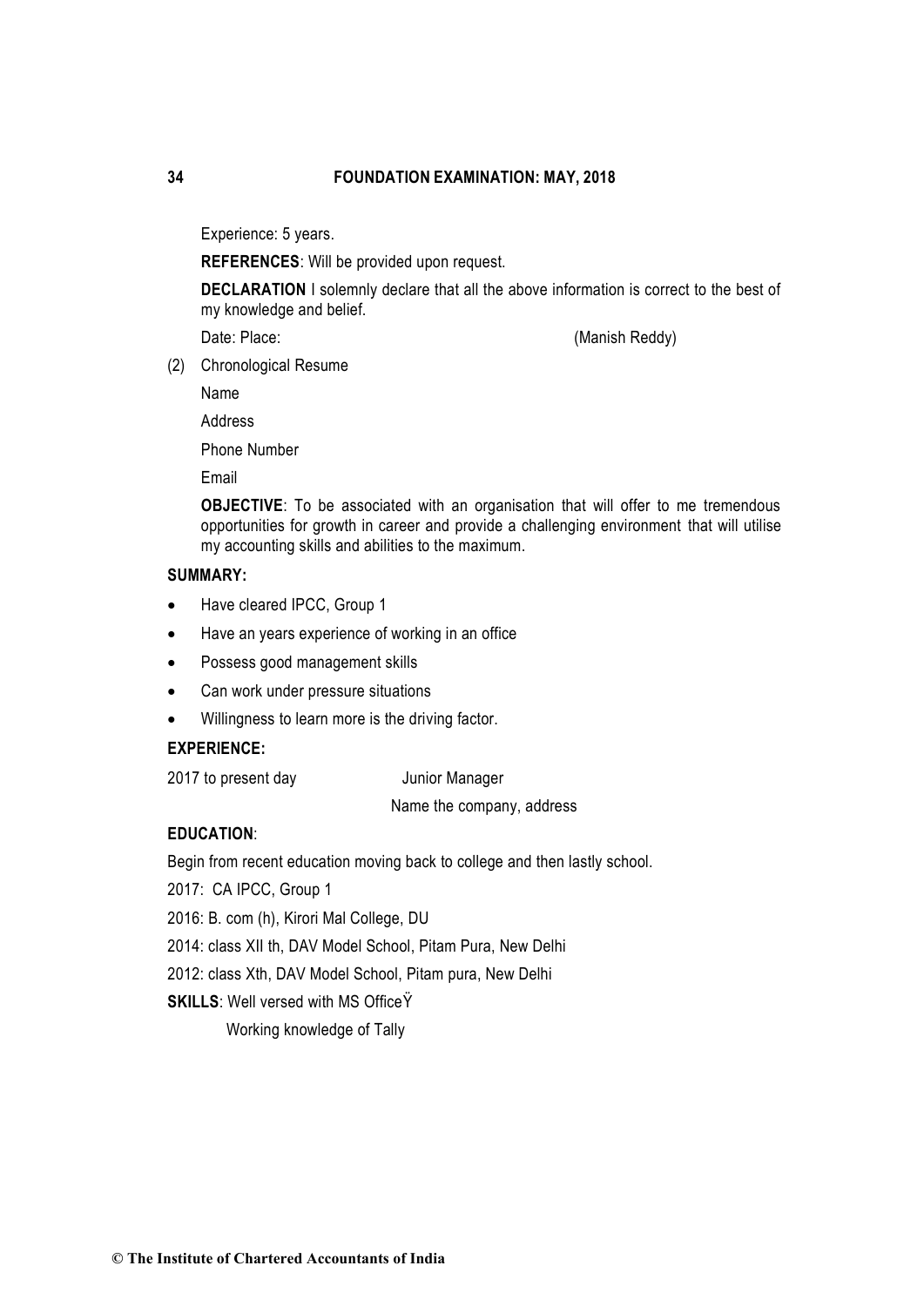Experience: 5 years.

**REFERENCES**: Will be provided upon request.

**DECLARATION** I solemnly declare that all the above information is correct to the best of my knowledge and belief.

Date: Place: (Manish Reddy)

(2) Chronological Resume

Name

Address

Phone Number

Email

**OBJECTIVE**: To be associated with an organisation that will offer to me tremendous opportunities for growth in career and provide a challenging environment that will utilise my accounting skills and abilities to the maximum.

**SUMMARY:**

- Have cleared IPCC, Group 1
- Have an years experience of working in an office
- Possess good management skills
- Can work under pressure situations
- Willingness to learn more is the driving factor.

**EXPERIENCE:**

2017 to present day Junior Manager

Name the company, address

**EDUCATION**:

Begin from recent education moving back to college and then lastly school.

2017: CA IPCC, Group 1

2016: B. com (h), Kirori Mal College, DU

2014: class XII th, DAV Model School, Pitam Pura, New Delhi

2012: class Xth, DAV Model School, Pitam pura, New Delhi

**SKILLS**: Well versed with MS OfficeŸ

Working knowledge of Tally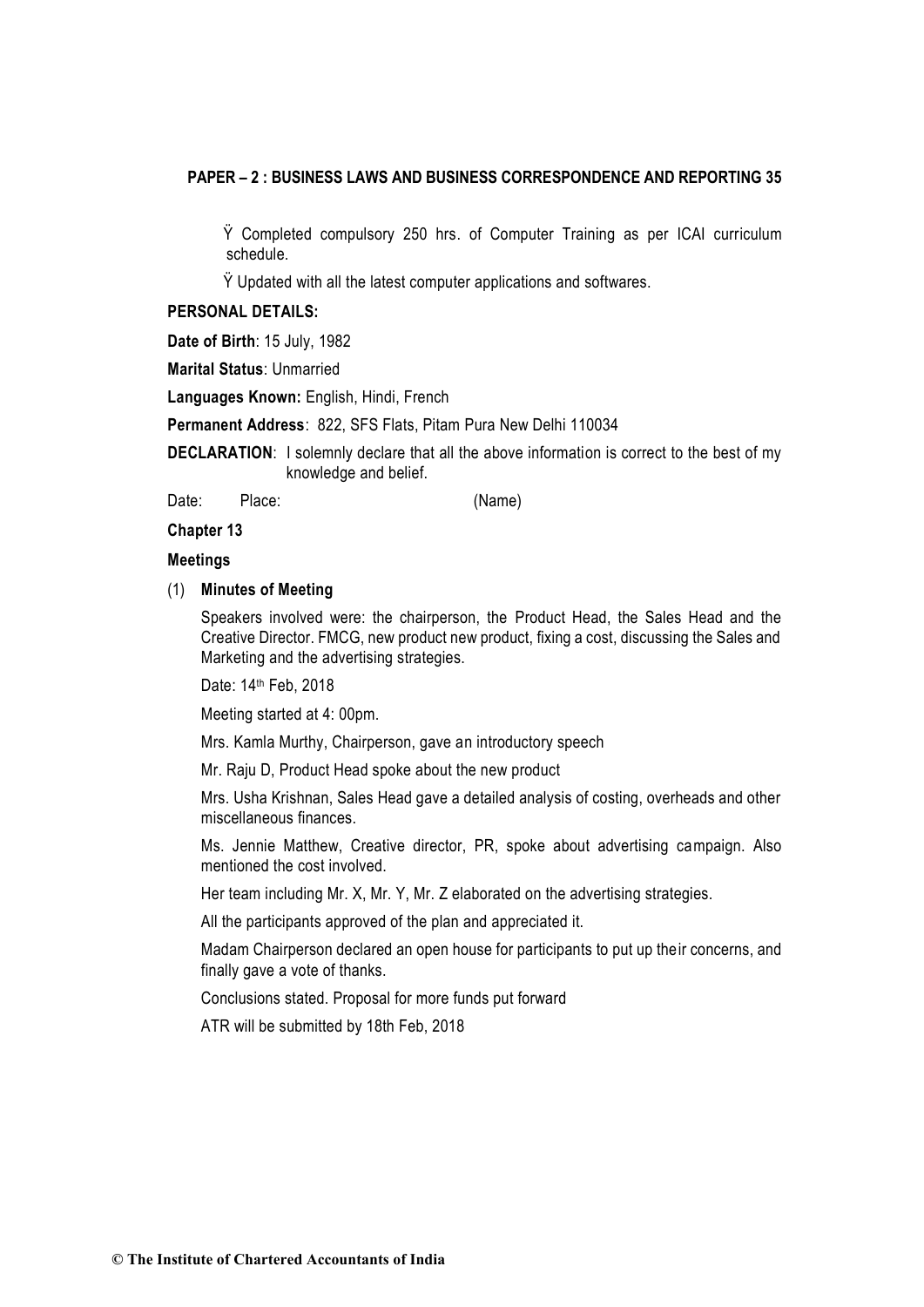- Completed compulsory 250 hrs. of Computer Training as per ICAI curriculum schedule.
- Updated with all the latest computer applications and softwares.

**PERSONAL DETAILS:**

**Date of Birth**: 15 July, 1982

**Marital Status**: Unmarried

**Languages Known:** English, Hindi, French

**Permanent Address**: 822, SFS Flats, Pitam Pura New Delhi 110034

**DECLARATION**: I solemnly declare that all the above information is correct to the best of my knowledge and belief.

Date: Place: (Name)

**Chapter 13**

**Meetings**

(1) **Minutes of Meeting**

Speakers involved were: the chairperson, the Product Head, the Sales Head and the Creative Director. FMCG, new product new product, fixing a cost, discussing the Sales and Marketing and the advertising strategies.

Date: 14th Feb, 2018

Meeting started at 4: 00pm.

Mrs. Kamla Murthy, Chairperson, gave an introductory speech

Mr. Raju D, Product Head spoke about the new product

Mrs. Usha Krishnan, Sales Head gave a detailed analysis of costing, overheads and other miscellaneous finances.

Ms. Jennie Matthew, Creative director, PR, spoke about advertising campaign. Also mentioned the cost involved.

Her team including Mr. X, Mr. Y, Mr. Z elaborated on the advertising strategies.

All the participants approved of the plan and appreciated it.

Madam Chairperson declared an open house for participants to put up their concerns, and finally gave a vote of thanks.

Conclusions stated. Proposal for more funds put forward

ATR will be submitted by 18th Feb, 2018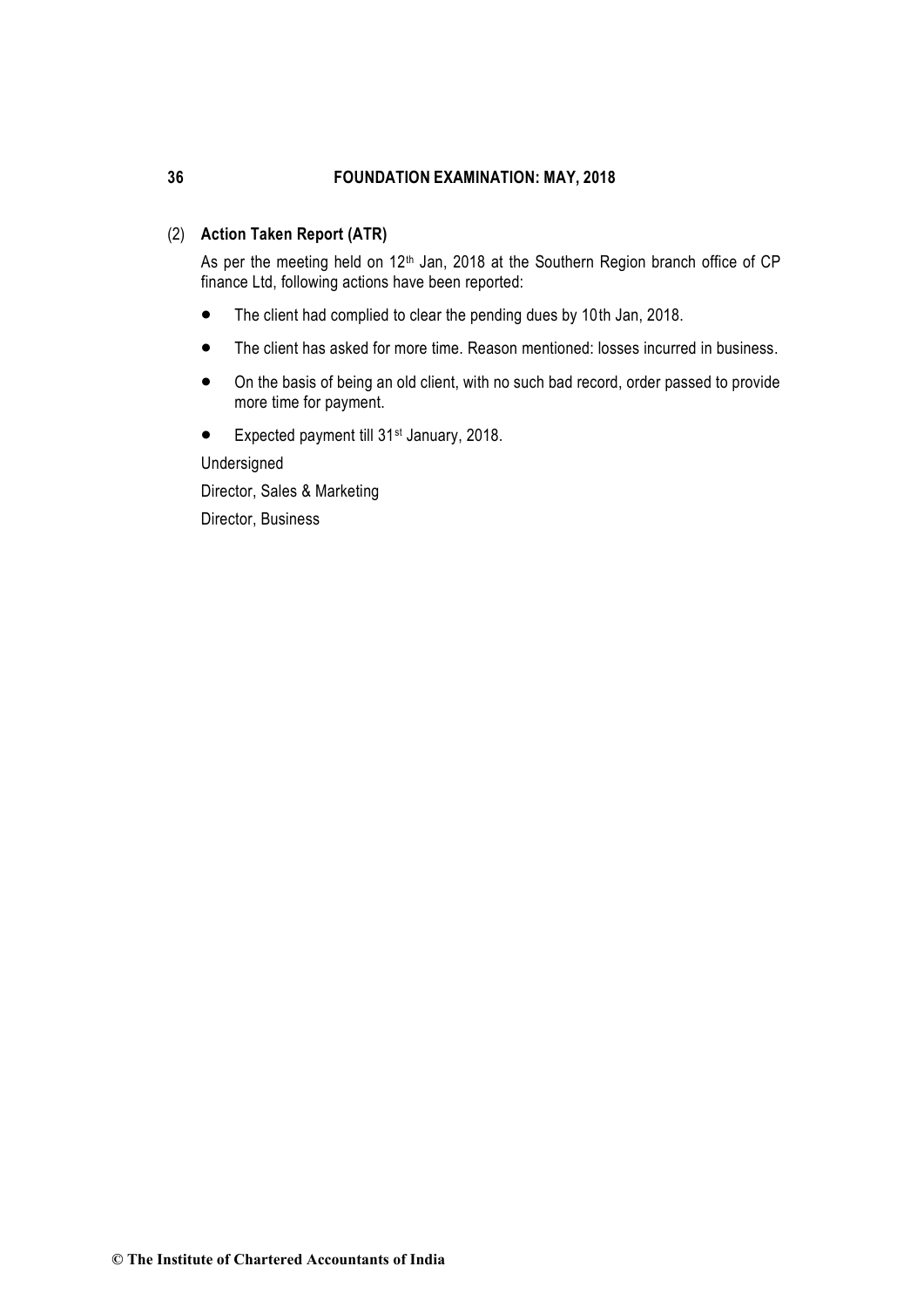(2) **Action Taken Report (ATR)**

As per the meeting held on 12th Jan, 2018 at the Southern Region branch office of CP finance Ltd, following actions have been reported:

- The client had complied to clear the pending dues by 10th Jan, 2018.
- The client has asked for more time. Reason mentioned: losses incurred in business.
- On the basis of being an old client, with no such bad record, order passed to provide more time for payment.
- Expected payment till 31st January, 2018.

Undersigned

Director, Sales & Marketing

Director, Business